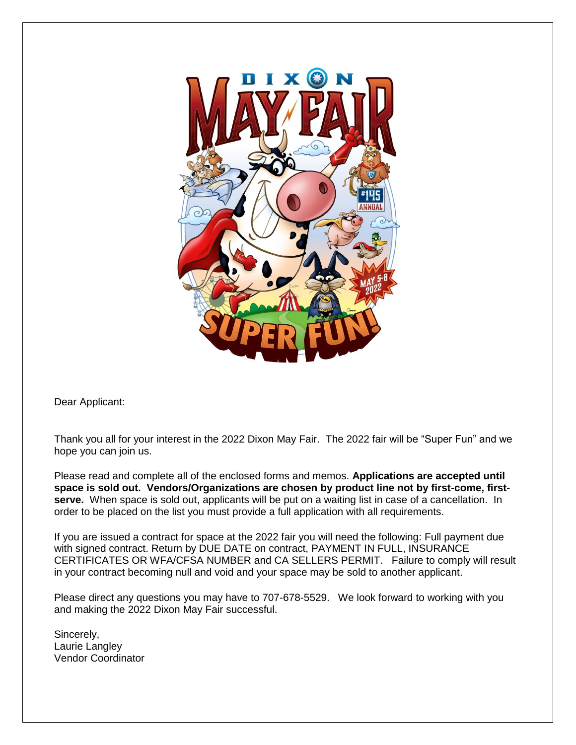Dear Applicant:

Thank you all for your interest in the 2022 Dixon May Fair. The 2022 fair will be "Super Fun" and we hope you can join us.

Please read and complete all of the enclosed forms and memos. **Applications are accepted until space is sold out. Vendors/Organizations are chosen by product line not by first-come, first-serve.** When space is sold out, applicants will be put on a waiting list in case of a cancellation. In order to be placed on the list you must provide a full application with all requirements.

If you are issued a contract for space at the 2022 fair you will need the following: Full payment due with signed contract. Return by DUE DATE on contract, PAYMENT IN FULL, INSURANCE CERTIFICATES OR WFA/CFSA NUMBER and CA SELLERS PERMIT. Failure to comply will result in your contract becoming null and void and your space may be sold to another applicant.

Please direct any questions you may have to 707-678-5529. We look forward to working with you and making the 2022 Dixon May Fair successful.

Sincerely,
Laurie Langley
Vendor Coordinator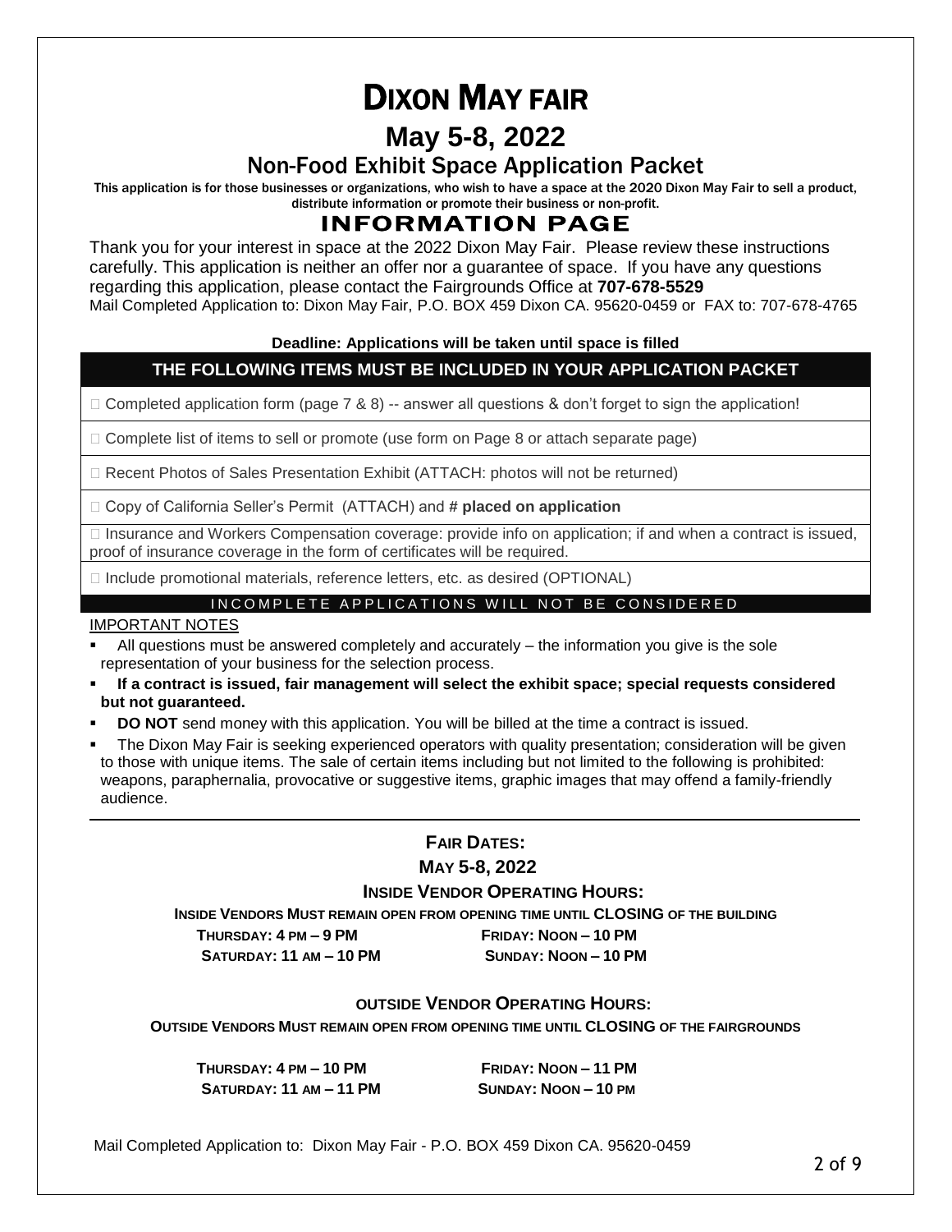# DIXON MAY FAIR

## May 5-8, 2022

## Non-Food Exhibit Space Application Packet

This application is for those businesses or organizations, who wish to have a space at the 2020 Dixon May Fair to sell a product, distribute information or promote their business or non-profit.

## INFORMATION PAGE

Thank you for your interest in space at the 2022 Dixon May Fair. Please review these instructions carefully. This application is neither an offer nor a guarantee of space. If you have any questions regarding this application, please contact the Fairgrounds Office at **707-678-5529**

Mail Completed Application to: Dixon May Fair, P.O. BOX 459 Dixon CA. 95620-0459 or FAX to: 707-678-4765

**Deadline: Applications will be taken until space is filled**

**THE FOLLOWING ITEMS MUST BE INCLUDED IN YOUR APPLICATION PACKET**

- ☐ Completed application form (page 7 & 8) -- answer all questions & don't forget to sign the application!
- ☐ Complete list of items to sell or promote (use form on Page 8 or attach separate page)
- ☐ Recent Photos of Sales Presentation Exhibit (ATTACH: photos will not be returned)
- ☐ Copy of California Seller's Permit (ATTACH) and **# placed on application**
- ☐ Insurance and Workers Compensation coverage: provide info on application; if and when a contract is issued, proof of insurance coverage in the form of certificates will be required.
- ☐ Include promotional materials, reference letters, etc. as desired (OPTIONAL)

INCOMPLETE APPLICATIONS WILL NOT BE CONSIDERED

IMPORTANT NOTES

- All questions must be answered completely and accurately – the information you give is the sole representation of your business for the selection process.
- **If a contract is issued, fair management will select the exhibit space; special requests considered but not guaranteed.**
- **DO NOT** send money with this application. You will be billed at the time a contract is issued.
- The Dixon May Fair is seeking experienced operators with quality presentation; consideration will be given to those with unique items. The sale of certain items including but not limited to the following is prohibited: weapons, paraphernalia, provocative or suggestive items, graphic images that may offend a family-friendly audience.

**FAIR DATES:**

**MAY 5-8, 2022**

**INSIDE VENDOR OPERATING HOURS:**

**INSIDE VENDORS MUST REMAIN OPEN FROM OPENING TIME UNTIL CLOSING OF THE BUILDING**

**THURSDAY: 4 PM – 9 PM** **FRIDAY: NOON – 10 PM**

**SATURDAY: 11 AM – 10 PM** **SUNDAY: NOON – 10 PM**

**OUTSIDE VENDOR OPERATING HOURS:**

**OUTSIDE VENDORS MUST REMAIN OPEN FROM OPENING TIME UNTIL CLOSING OF THE FAIRGROUNDS**

**THURSDAY: 4 PM – 10 PM** **FRIDAY: NOON – 11 PM**

**SATURDAY: 11 AM – 11 PM** **SUNDAY: NOON – 10 PM**

Mail Completed Application to: Dixon May Fair - P.O. BOX 459 Dixon CA. 95620-0459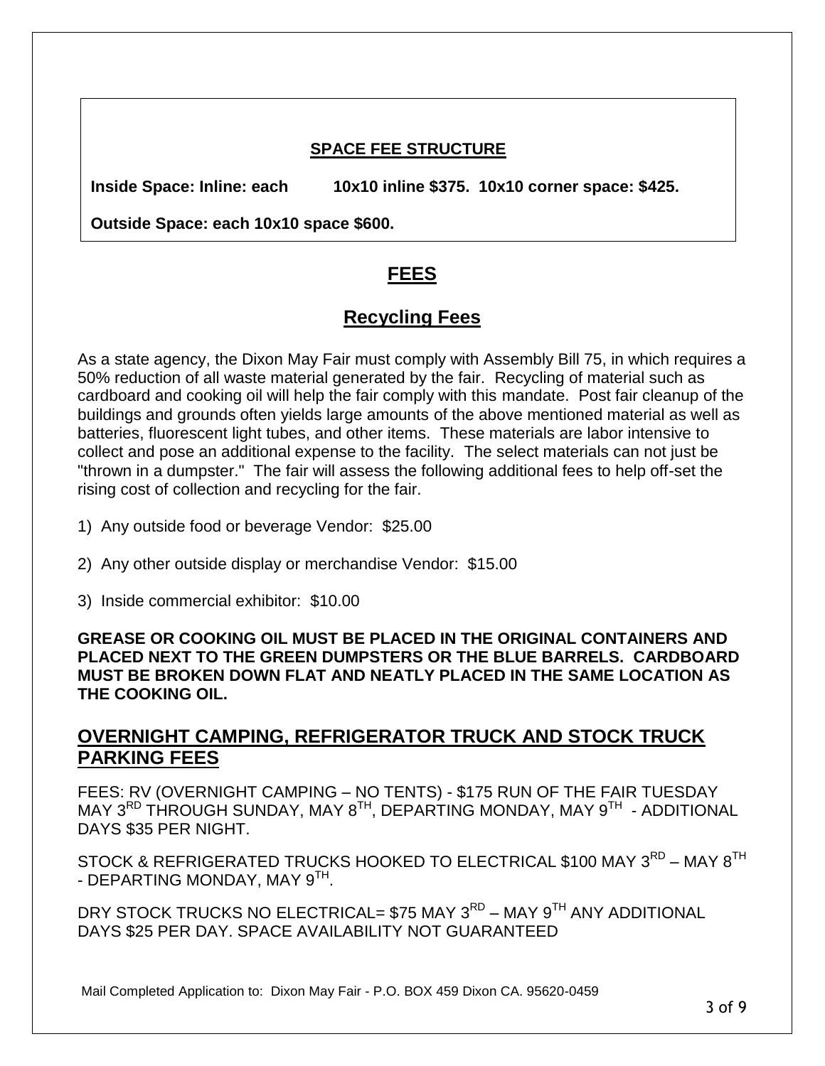**SPACE FEE STRUCTURE**

**Inside Space: Inline: each 10x10 inline \$375. 10x10 corner space: \$425.**

**Outside Space: each 10x10 space \$600.**

# FEES

## Recycling Fees

As a state agency, the Dixon May Fair must comply with Assembly Bill 75, in which requires a 50% reduction of all waste material generated by the fair. Recycling of material such as cardboard and cooking oil will help the fair comply with this mandate. Post fair cleanup of the buildings and grounds often yields large amounts of the above mentioned material as well as batteries, fluorescent light tubes, and other items. These materials are labor intensive to collect and pose an additional expense to the facility. The select materials can not just be "thrown in a dumpster." The fair will assess the following additional fees to help off-set the rising cost of collection and recycling for the fair.

1) Any outside food or beverage Vendor: \$25.00
2) Any other outside display or merchandise Vendor: \$15.00
3) Inside commercial exhibitor: \$10.00

**GREASE OR COOKING OIL MUST BE PLACED IN THE ORIGINAL CONTAINERS AND PLACED NEXT TO THE GREEN DUMPSTERS OR THE BLUE BARRELS. CARDBOARD MUST BE BROKEN DOWN FLAT AND NEATLY PLACED IN THE SAME LOCATION AS THE COOKING OIL.**

## OVERNIGHT CAMPING, REFRIGERATOR TRUCK AND STOCK TRUCK PARKING FEES

FEES: RV (OVERNIGHT CAMPING – NO TENTS) - \$175 RUN OF THE FAIR TUESDAY MAY 3RD THROUGH SUNDAY, MAY 8TH, DEPARTING MONDAY, MAY 9TH - ADDITIONAL DAYS \$35 PER NIGHT.

STOCK & REFRIGERATED TRUCKS HOOKED TO ELECTRICAL \$100 MAY 3RD – MAY 8TH - DEPARTING MONDAY, MAY 9TH.

DRY STOCK TRUCKS NO ELECTRICAL= \$75 MAY 3RD – MAY 9TH ANY ADDITIONAL DAYS \$25 PER DAY. SPACE AVAILABILITY NOT GUARANTEED

Mail Completed Application to: Dixon May Fair - P.O. BOX 459 Dixon CA. 95620-0459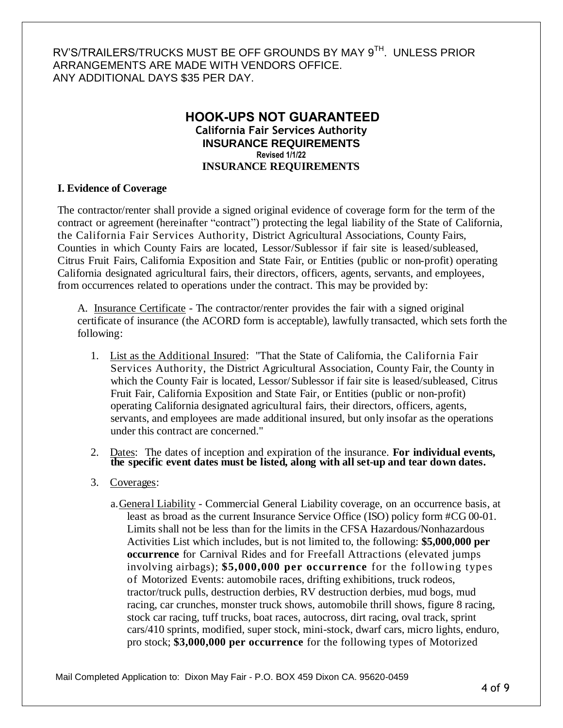RV'S/TRAILERS/TRUCKS MUST BE OFF GROUNDS BY MAY 9TH. UNLESS PRIOR ARRANGEMENTS ARE MADE WITH VENDORS OFFICE.
ANY ADDITIONAL DAYS $35 PER DAY.

## HOOK-UPS NOT GUARANTEED

**California Fair Services Authority**
**INSURANCE REQUIREMENTS**
**Revised 1/1/22**
**INSURANCE REQUIREMENTS**

### I. Evidence of Coverage

The contractor/renter shall provide a signed original evidence of coverage form for the term of the contract or agreement (hereinafter "contract") protecting the legal liability of the State of California, the California Fair Services Authority, District Agricultural Associations, County Fairs, Counties in which County Fairs are located, Lessor/Sublessor if fair site is leased/subleased, Citrus Fruit Fairs, California Exposition and State Fair, or Entities (public or non-profit) operating California designated agricultural fairs, their directors, officers, agents, servants, and employees, from occurrences related to operations under the contract. This may be provided by:

A. Insurance Certificate - The contractor/renter provides the fair with a signed original certificate of insurance (the ACORD form is acceptable), lawfully transacted, which sets forth the following:

1. List as the Additional Insured: "That the State of California, the California Fair Services Authority, the District Agricultural Association, County Fair, the County in which the County Fair is located, Lessor/ Sublessor if fair site is leased/subleased, Citrus Fruit Fair, California Exposition and State Fair, or Entities (public or non-profit) operating California designated agricultural fairs, their directors, officers, agents, servants, and employees are made additional insured, but only insofar as the operations under this contract are concerned."

2. Dates: The dates of inception and expiration of the insurance. **For individual events, the specific event dates must be listed, along with all set-up and tear down dates.**

3. Coverages:

   a. General Liability - Commercial General Liability coverage, on an occurrence basis, at least as broad as the current Insurance Service Office (ISO) policy form #CG 00-01. Limits shall not be less than for the limits in the CFSA Hazardous/Nonhazardous Activities List which includes, but is not limited to, the following: **$5,000,000 per occurrence** for Carnival Rides and for Freefall Attractions (elevated jumps involving airbags); **$5,000,000 per occurrence** for the following types of Motorized Events: automobile races, drifting exhibitions, truck rodeos, tractor/truck pulls, destruction derbies, RV destruction derbies, mud bogs, mud racing, car crunches, monster truck shows, automobile thrill shows, figure 8 racing, stock car racing, tuff trucks, boat races, autocross, dirt racing, oval track, sprint cars/410 sprints, modified, super stock, mini-stock, dwarf cars, micro lights, enduro, pro stock; **$3,000,000 per occurrence** for the following types of Motorized

Mail Completed Application to: Dixon May Fair - P.O. BOX 459 Dixon CA. 95620-0459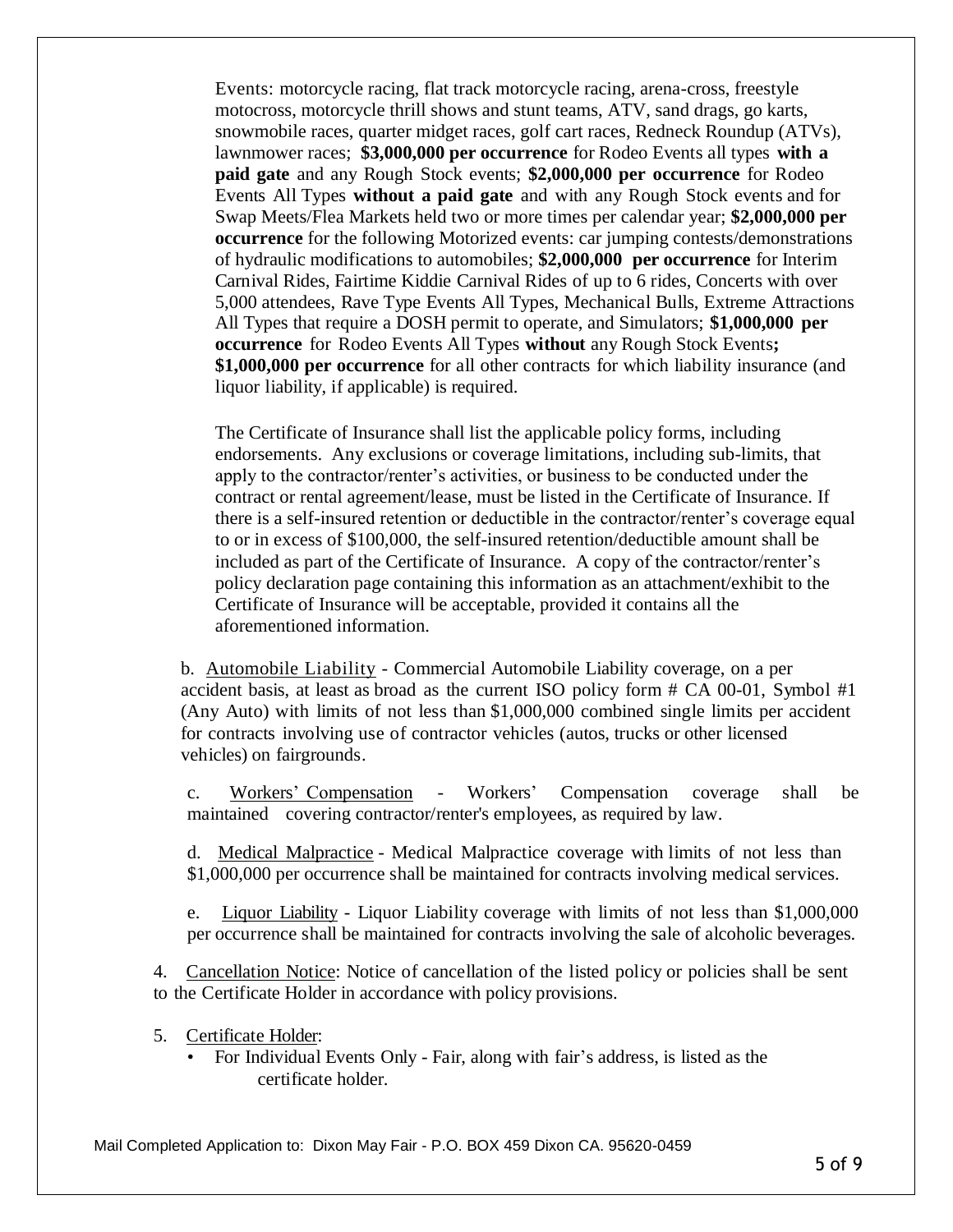Events: motorcycle racing, flat track motorcycle racing, arena-cross, freestyle motocross, motorcycle thrill shows and stunt teams, ATV, sand drags, go karts, snowmobile races, quarter midget races, golf cart races, Redneck Roundup (ATVs), lawnmower races; **$3,000,000 per occurrence** for Rodeo Events all types **with a paid gate** and any Rough Stock events; **$2,000,000 per occurrence** for Rodeo Events All Types **without a paid gate** and with any Rough Stock events and for Swap Meets/Flea Markets held two or more times per calendar year; **$2,000,000 per occurrence** for the following Motorized events: car jumping contests/demonstrations of hydraulic modifications to automobiles; **$2,000,000 per occurrence** for Interim Carnival Rides, Fairtime Kiddie Carnival Rides of up to 6 rides, Concerts with over 5,000 attendees, Rave Type Events All Types, Mechanical Bulls, Extreme Attractions All Types that require a DOSH permit to operate, and Simulators; **$1,000,000 per occurrence** for Rodeo Events All Types **without** any Rough Stock Events**;** **$1,000,000 per occurrence** for all other contracts for which liability insurance (and liquor liability, if applicable) is required.

The Certificate of Insurance shall list the applicable policy forms, including endorsements. Any exclusions or coverage limitations, including sub-limits, that apply to the contractor/renter's activities, or business to be conducted under the contract or rental agreement/lease, must be listed in the Certificate of Insurance. If there is a self-insured retention or deductible in the contractor/renter's coverage equal to or in excess of $100,000, the self-insured retention/deductible amount shall be included as part of the Certificate of Insurance. A copy of the contractor/renter's policy declaration page containing this information as an attachment/exhibit to the Certificate of Insurance will be acceptable, provided it contains all the aforementioned information.

b. <u>Automobile Liability</u> - Commercial Automobile Liability coverage, on a per accident basis, at least as broad as the current ISO policy form # CA 00-01, Symbol #1 (Any Auto) with limits of not less than $1,000,000 combined single limits per accident for contracts involving use of contractor vehicles (autos, trucks or other licensed vehicles) on fairgrounds.

c. <u>Workers' Compensation</u> - Workers' Compensation coverage shall be maintained covering contractor/renter's employees, as required by law.

d. <u>Medical Malpractice</u> - Medical Malpractice coverage with limits of not less than $1,000,000 per occurrence shall be maintained for contracts involving medical services.

e. <u>Liquor Liability</u> - Liquor Liability coverage with limits of not less than $1,000,000 per occurrence shall be maintained for contracts involving the sale of alcoholic beverages.

4. <u>Cancellation Notice</u>: Notice of cancellation of the listed policy or policies shall be sent to the Certificate Holder in accordance with policy provisions.

5. <u>Certificate Holder</u>:
   - For Individual Events Only - Fair, along with fair's address, is listed as the certificate holder.

Mail Completed Application to: Dixon May Fair - P.O. BOX 459 Dixon CA. 95620-0459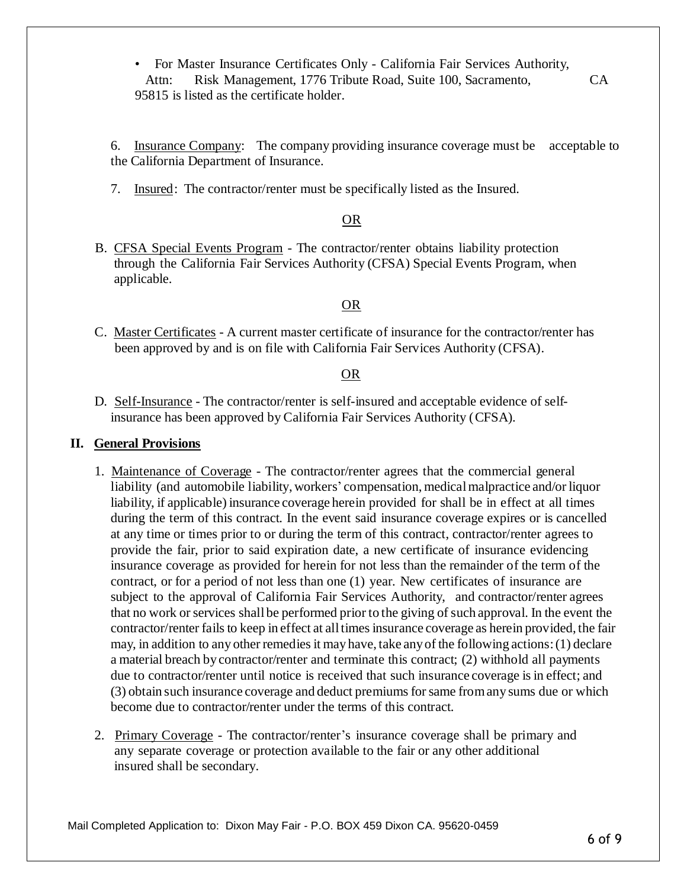- For Master Insurance Certificates Only - California Fair Services Authority, Attn: Risk Management, 1776 Tribute Road, Suite 100, Sacramento, CA 95815 is listed as the certificate holder.

6. Insured Company: The company providing insurance coverage must be acceptable to the California Department of Insurance.

7. Insured: The contractor/renter must be specifically listed as the Insured.

OR

B. CFSA Special Events Program - The contractor/renter obtains liability protection through the California Fair Services Authority (CFSA) Special Events Program, when applicable.

OR

C. Master Certificates - A current master certificate of insurance for the contractor/renter has been approved by and is on file with California Fair Services Authority (CFSA).

OR

D. Self-Insurance - The contractor/renter is self-insured and acceptable evidence of self-insurance has been approved by California Fair Services Authority (CFSA).

## II. General Provisions

1. Maintenance of Coverage - The contractor/renter agrees that the commercial general liability (and automobile liability, workers' compensation, medical malpractice and/or liquor liability, if applicable) insurance coverage herein provided for shall be in effect at all times during the term of this contract. In the event said insurance coverage expires or is cancelled at any time or times prior to or during the term of this contract, contractor/renter agrees to provide the fair, prior to said expiration date, a new certificate of insurance evidencing insurance coverage as provided for herein for not less than the remainder of the term of the contract, or for a period of not less than one (1) year. New certificates of insurance are subject to the approval of California Fair Services Authority, and contractor/renter agrees that no work or services shall be performed prior to the giving of such approval. In the event the contractor/renter fails to keep in effect at all times insurance coverage as herein provided, the fair may, in addition to any other remedies it may have, take any of the following actions: (1) declare a material breach by contractor/renter and terminate this contract; (2) withhold all payments due to contractor/renter until notice is received that such insurance coverage is in effect; and (3) obtain such insurance coverage and deduct premiums for same from any sums due or which become due to contractor/renter under the terms of this contract.

2. Primary Coverage - The contractor/renter's insurance coverage shall be primary and any separate coverage or protection available to the fair or any other additional insured shall be secondary.

Mail Completed Application to: Dixon May Fair - P.O. BOX 459 Dixon CA. 95620-0459

- For Master Insurance Certificates Only - California Fair Services Authority, Attn: Risk Management, 1776 Tribute Road, Suite 100, Sacramento, CA 95815 is listed as the certificate holder.

6. Insurance Company: The company providing insurance coverage must be acceptable to the California Department of Insurance.

7. Insured: The contractor/renter must be specifically listed as the Insured.

OR

B. CFSA Special Events Program - The contractor/renter obtains liability protection through the California Fair Services Authority (CFSA) Special Events Program, when applicable.

OR

C. Master Certificates - A current master certificate of insurance for the contractor/renter has been approved by and is on file with California Fair Services Authority (CFSA).

OR

D. Self-Insurance - The contractor/renter is self-insured and acceptable evidence of self-insurance has been approved by California Fair Services Authority (CFSA).

## II. General Provisions

1. Maintenance of Coverage - The contractor/renter agrees that the commercial general liability (and automobile liability, workers' compensation, medical malpractice and/or liquor liability, if applicable) insurance coverage herein provided for shall be in effect at all times during the term of this contract. In the event said insurance coverage expires or is cancelled at any time or times prior to or during the term of this contract, contractor/renter agrees to provide the fair, prior to said expiration date, a new certificate of insurance evidencing insurance coverage as provided for herein for not less than the remainder of the term of the contract, or for a period of not less than one (1) year. New certificates of insurance are subject to the approval of California Fair Services Authority, and contractor/renter agrees that no work or services shall be performed prior to the giving of such approval. In the event the contractor/renter fails to keep in effect at all times insurance coverage as herein provided, the fair may, in addition to any other remedies it may have, take any of the following actions: (1) declare a material breach by contractor/renter and terminate this contract; (2) withhold all payments due to contractor/renter until notice is received that such insurance coverage is in effect; and (3) obtain such insurance coverage and deduct premiums for same from any sums due or which become due to contractor/renter under the terms of this contract.

2. Primary Coverage - The contractor/renter's insurance coverage shall be primary and any separate coverage or protection available to the fair or any other additional insured shall be secondary.

Mail Completed Application to: Dixon May Fair - P.O. BOX 459 Dixon CA. 95620-0459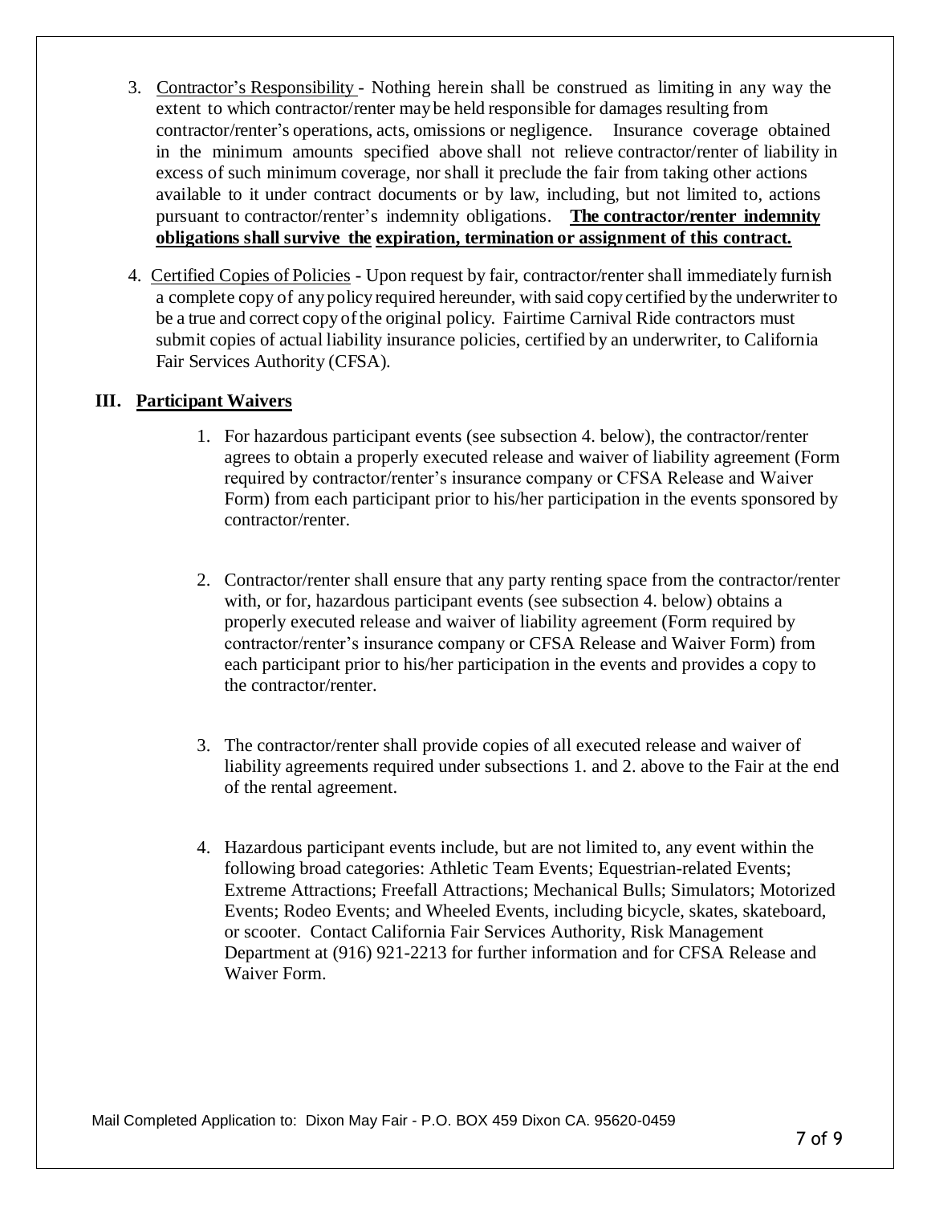3. Contractor's Responsibility - Nothing herein shall be construed as limiting in any way the extent to which contractor/renter may be held responsible for damages resulting from contractor/renter's operations, acts, omissions or negligence. Insurance coverage obtained in the minimum amounts specified above shall not relieve contractor/renter of liability in excess of such minimum coverage, nor shall it preclude the fair from taking other actions available to it under contract documents or by law, including, but not limited to, actions pursuant to contractor/renter's indemnity obligations. **The contractor/renter indemnity obligations shall survive the expiration, termination or assignment of this contract.**

4. Certified Copies of Policies - Upon request by fair, contractor/renter shall immediately furnish a complete copy of any policy required hereunder, with said copy certified by the underwriter to be a true and correct copy of the original policy. Fairtime Carnival Ride contractors must submit copies of actual liability insurance policies, certified by an underwriter, to California Fair Services Authority (CFSA).

## III. Participant Waivers

1. For hazardous participant events (see subsection 4. below), the contractor/renter agrees to obtain a properly executed release and waiver of liability agreement (Form required by contractor/renter's insurance company or CFSA Release and Waiver Form) from each participant prior to his/her participation in the events sponsored by contractor/renter.

2. Contractor/renter shall ensure that any party renting space from the contractor/renter with, or for, hazardous participant events (see subsection 4. below) obtains a properly executed release and waiver of liability agreement (Form required by contractor/renter's insurance company or CFSA Release and Waiver Form) from each participant prior to his/her participation in the events and provides a copy to the contractor/renter.

3. The contractor/renter shall provide copies of all executed release and waiver of liability agreements required under subsections 1. and 2. above to the Fair at the end of the rental agreement.

4. Hazardous participant events include, but are not limited to, any event within the following broad categories: Athletic Team Events; Equestrian-related Events; Extreme Attractions; Freefall Attractions; Mechanical Bulls; Simulators; Motorized Events; Rodeo Events; and Wheeled Events, including bicycle, skates, skateboard, or scooter. Contact California Fair Services Authority, Risk Management Department at (916) 921-2213 for further information and for CFSA Release and Waiver Form.

Mail Completed Application to: Dixon May Fair - P.O. BOX 459 Dixon CA. 95620-0459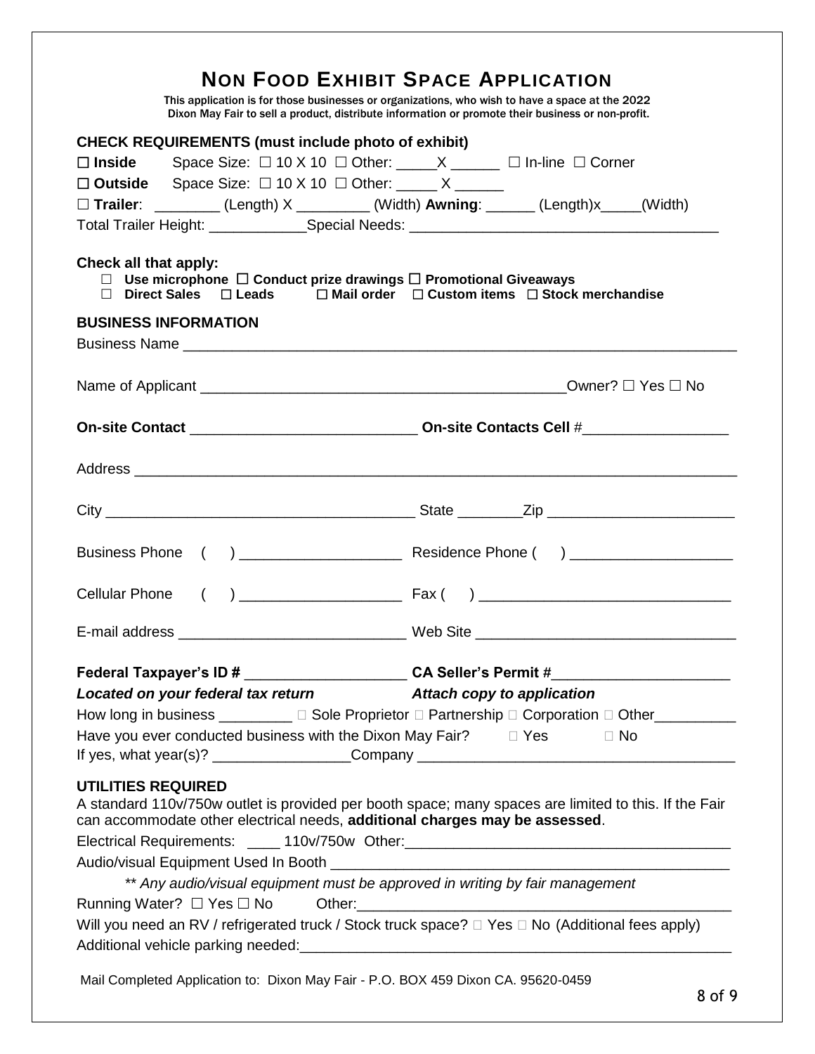# NON FOOD EXHIBIT SPACE APPLICATION

This application is for those businesses or organizations, who wish to have a space at the 2022 Dixon May Fair to sell a product, distribute information or promote their business or non-profit.

**CHECK REQUIREMENTS (must include photo of exhibit)**

☐ **Inside** Space Size: ☐ 10 X 10 ☐ Other: _____X ______ ☐ In-line ☐ Corner

☐ **Outside** Space Size: ☐ 10 X 10 ☐ Other: _____ X ______

☐ **Trailer**: ________ (Length) X _________ (Width) **Awning**: ______ (Length)x_____(Width)

Total Trailer Height: ____________Special Needs: _____________________________________

**Check all that apply:**

☐ **Use microphone** ☐ **Conduct prize drawings** ☐ **Promotional Giveaways**
☐ **Direct Sales** ☐ **Leads** ☐ **Mail order** ☐ **Custom items** ☐ **Stock merchandise**

**BUSINESS INFORMATION**

Business Name ______________________________________________________________________

Name of Applicant ______________________________________________Owner? ☐ Yes ☐ No

**On-site Contact** ___________________________ **On-site Contacts Cell** #_________________

Address ___________________________________________________________________________

City ______________________________________ State ________Zip ______________________

Business Phone ( ) ___________________ Residence Phone ( ) ___________________

Cellular Phone ( ) ___________________ Fax ( ) ______________________________

E-mail address ___________________________ Web Site _______________________________

**Federal Taxpayer's ID #** ____________________ **CA Seller's Permit #**_____________________

***Located on your federal tax return*** ***Attach copy to application***

How long in business _________ ☐ Sole Proprietor ☐ Partnership ☐ Corporation ☐ Other__________

Have you ever conducted business with the Dixon May Fair? ☐ Yes ☐ No

If yes, what year(s)? ________________Company _______________________________________

**UTILITIES REQUIRED**

A standard 110v/750w outlet is provided per booth space; many spaces are limited to this. If the Fair can accommodate other electrical needs, **additional charges may be assessed**.

Electrical Requirements: ____ 110v/750w Other:_________________________________________

Audio/visual Equipment Used In Booth _____________________________________________

*\*\* Any audio/visual equipment must be approved in writing by fair management*

Running Water? ☐ Yes ☐ No Other:_____________________________________________

Will you need an RV / refrigerated truck / Stock truck space? ☐ Yes ☐ No (Additional fees apply)

Additional vehicle parking needed:______________________________________________________

Mail Completed Application to: Dixon May Fair - P.O. BOX 459 Dixon CA. 95620-0459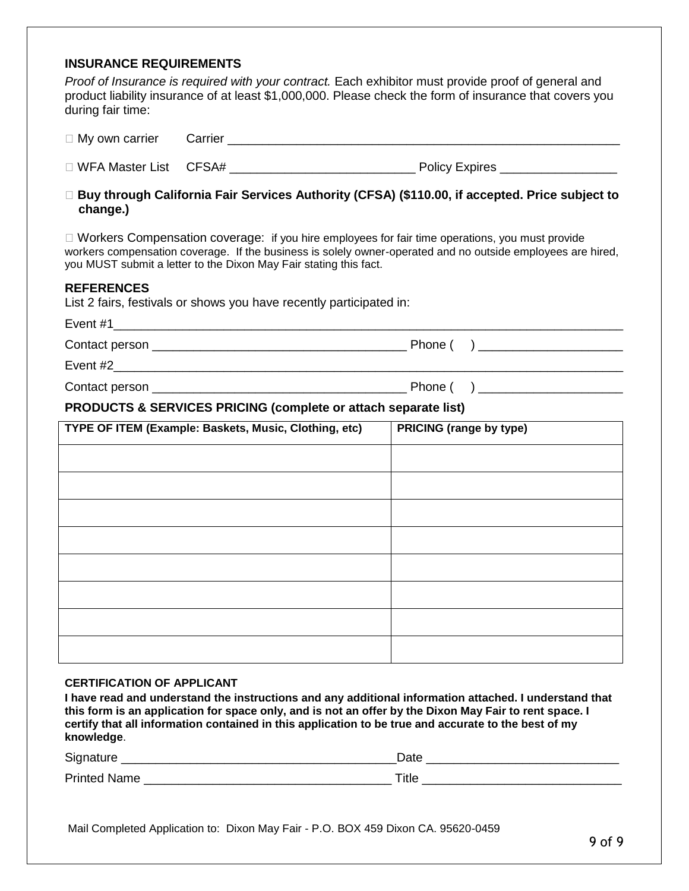## INSURANCE REQUIREMENTS

*Proof of Insurance is required with your contract.* Each exhibitor must provide proof of general and product liability insurance of at least $1,000,000. Please check the form of insurance that covers you during fair time:

☐ My own carrier  Carrier ___________________________________________________________

☐ WFA Master List  CFSA# ___________________________ Policy Expires _________________

☐ **Buy through California Fair Services Authority (CFSA) ($110.00, if accepted. Price subject to change.)**

☐ Workers Compensation coverage: if you hire employees for fair time operations, you must provide workers compensation coverage. If the business is solely owner-operated and no outside employees are hired, you MUST submit a letter to the Dixon May Fair stating this fact.

## REFERENCES

List 2 fairs, festivals or shows you have recently participated in:

Event #1___________________________________________________________________________

Contact person _____________________________________ Phone (    ) _____________________

Event #2___________________________________________________________________________

Contact person _____________________________________ Phone (    ) _____________________

## PRODUCTS & SERVICES PRICING (complete or attach separate list)

| TYPE OF ITEM (Example: Baskets, Music, Clothing, etc) | PRICING (range by type) |
|---|---|
| | |
| | |
| | |
| | |
| | |
| | |
| | |
| | |

### CERTIFICATION OF APPLICANT

**I have read and understand the instructions and any additional information attached. I understand that this form is an application for space only, and is not an offer by the Dixon May Fair to rent space. I certify that all information contained in this application to be true and accurate to the best of my knowledge**.

Signature ________________________________________Date ____________________________

Printed Name ____________________________________ Title _____________________________

Mail Completed Application to: Dixon May Fair - P.O. BOX 459 Dixon CA. 95620-0459